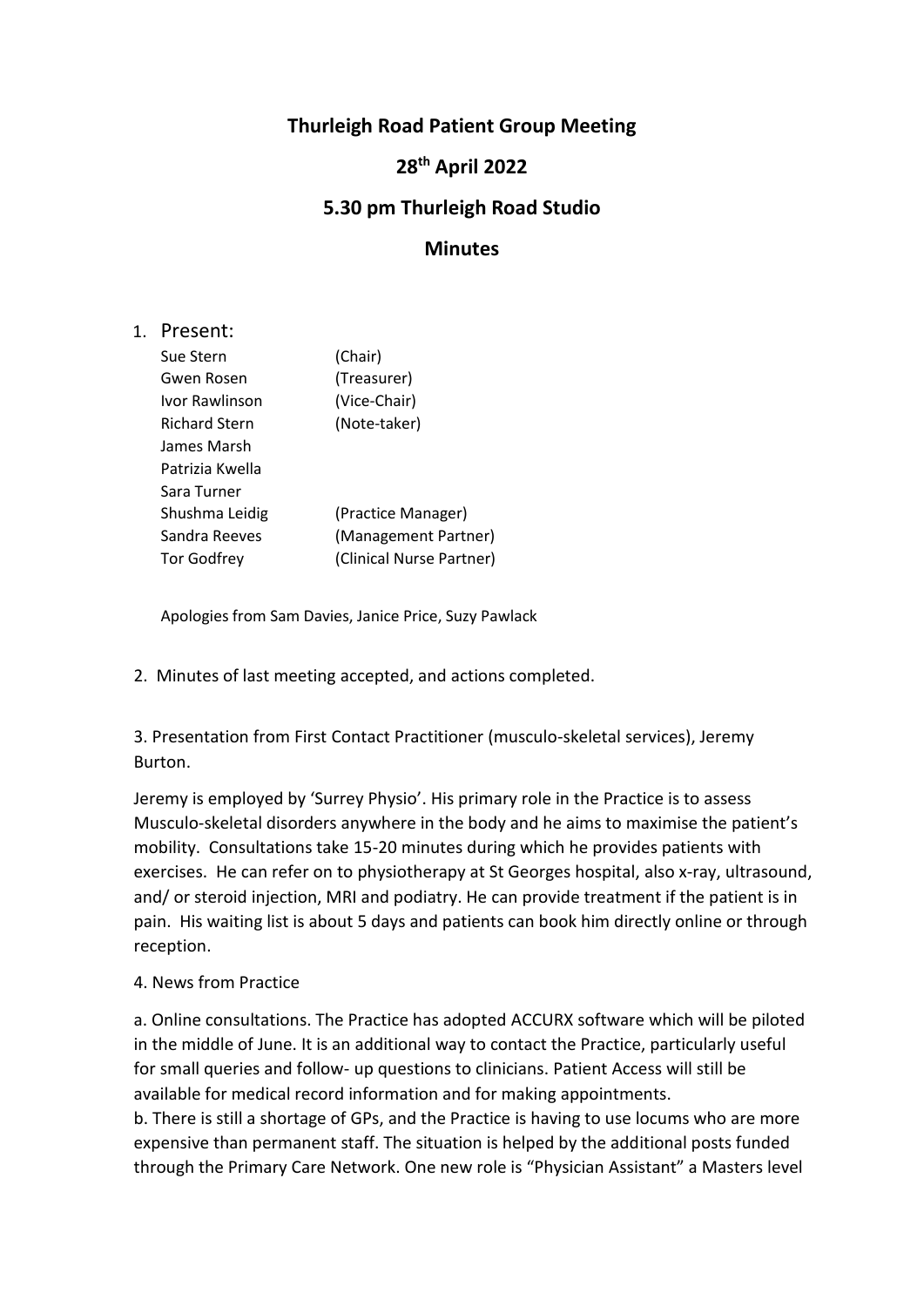# Thurleigh Road Patient Group Meeting

## 28th April 2022

## 5.30 pm Thurleigh Road Studio

## Minutes

1. Present:

| | |
|---|---|
| Sue Stern | (Chair) |
| Gwen Rosen | (Treasurer) |
| Ivor Rawlinson | (Vice-Chair) |
| Richard Stern | (Note-taker) |
| James Marsh | |
| Patrizia Kwella | |
| Sara Turner | |
| Shushma Leidig | (Practice Manager) |
| Sandra Reeves | (Management Partner) |
| Tor Godfrey | (Clinical Nurse Partner) |

Apologies from Sam Davies, Janice Price, Suzy Pawlack

2. Minutes of last meeting accepted, and actions completed.

3. Presentation from First Contact Practitioner (musculo-skeletal services), Jeremy Burton.

Jeremy is employed by 'Surrey Physio'. His primary role in the Practice is to assess Musculo-skeletal disorders anywhere in the body and he aims to maximise the patient's mobility. Consultations take 15-20 minutes during which he provides patients with exercises. He can refer on to physiotherapy at St Georges hospital, also x-ray, ultrasound, and/ or steroid injection, MRI and podiatry. He can provide treatment if the patient is in pain. His waiting list is about 5 days and patients can book him directly online or through reception.

4. News from Practice

a. Online consultations. The Practice has adopted ACCURX software which will be piloted in the middle of June. It is an additional way to contact the Practice, particularly useful for small queries and follow- up questions to clinicians. Patient Access will still be available for medical record information and for making appointments.
b. There is still a shortage of GPs, and the Practice is having to use locums who are more expensive than permanent staff. The situation is helped by the additional posts funded through the Primary Care Network. One new role is "Physician Assistant" a Masters level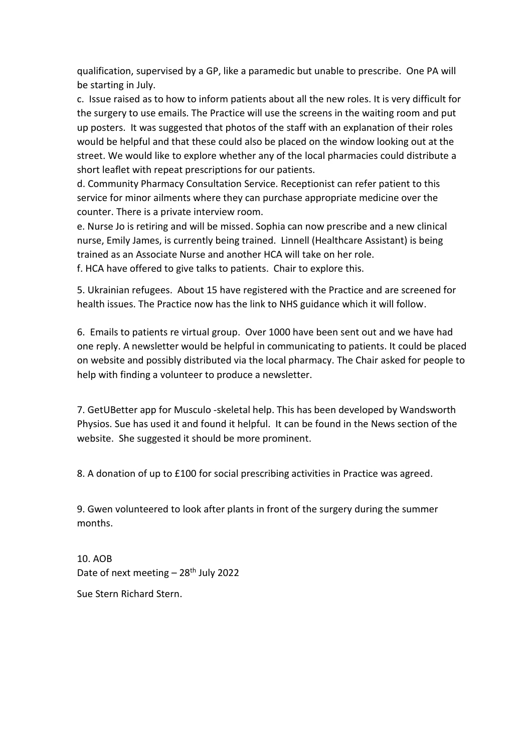qualification, supervised by a GP, like a paramedic but unable to prescribe. One PA will be starting in July.

c. Issue raised as to how to inform patients about all the new roles. It is very difficult for the surgery to use emails. The Practice will use the screens in the waiting room and put up posters. It was suggested that photos of the staff with an explanation of their roles would be helpful and that these could also be placed on the window looking out at the street. We would like to explore whether any of the local pharmacies could distribute a short leaflet with repeat prescriptions for our patients.

d. Community Pharmacy Consultation Service. Receptionist can refer patient to this service for minor ailments where they can purchase appropriate medicine over the counter. There is a private interview room.

e. Nurse Jo is retiring and will be missed. Sophia can now prescribe and a new clinical nurse, Emily James, is currently being trained. Linnell (Healthcare Assistant) is being trained as an Associate Nurse and another HCA will take on her role.

f. HCA have offered to give talks to patients. Chair to explore this.

5. Ukrainian refugees. About 15 have registered with the Practice and are screened for health issues. The Practice now has the link to NHS guidance which it will follow.

6. Emails to patients re virtual group. Over 1000 have been sent out and we have had one reply. A newsletter would be helpful in communicating to patients. It could be placed on website and possibly distributed via the local pharmacy. The Chair asked for people to help with finding a volunteer to produce a newsletter.

7. GetUBetter app for Musculo -skeletal help. This has been developed by Wandsworth Physios. Sue has used it and found it helpful. It can be found in the News section of the website. She suggested it should be more prominent.

8. A donation of up to £100 for social prescribing activities in Practice was agreed.

9. Gwen volunteered to look after plants in front of the surgery during the summer months.

10. AOB
Date of next meeting – 28th July 2022

Sue Stern Richard Stern.